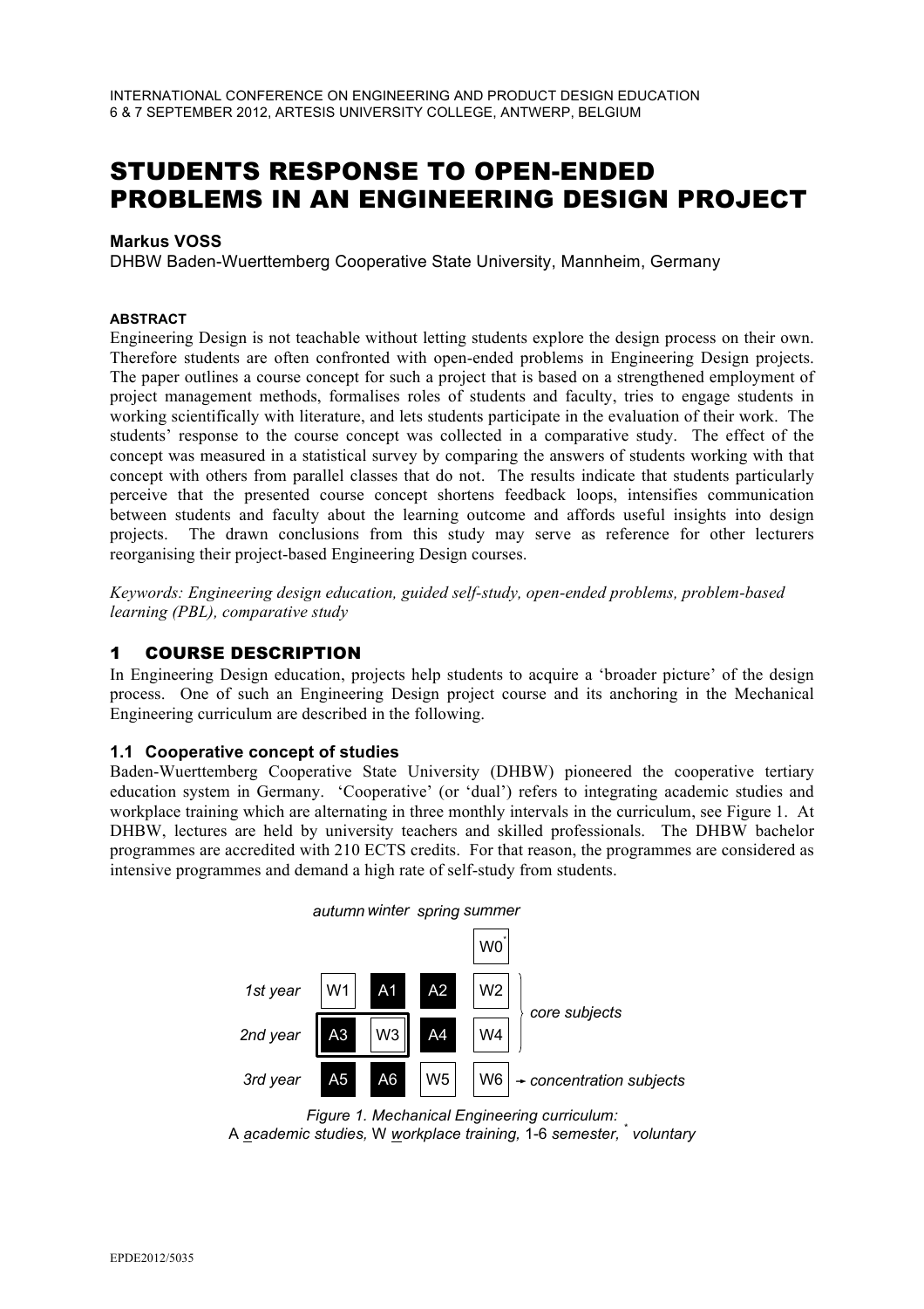# STUDENTS RESPONSE TO OPEN-ENDED PROBLEMS IN AN ENGINEERING DESIGN PROJECT

**Markus VOSS**

DHBW Baden-Wuerttemberg Cooperative State University, Mannheim, Germany

#### ABSTRACT

Engineering Design is not teachable without letting students explore the design process on their own. Therefore students are often confronted with open-ended problems in Engineering Design projects. The paper outlines a course concept for such a project that is based on a strengthened employment of project management methods, formalises roles of students and faculty, tries to engage students in working scientifically with literature, and lets students participate in the evaluation of their work. The students' response to the course concept was collected in a comparative study. The effect of the concept was measured in a statistical survey by comparing the answers of students working with that concept with others from parallel classes that do not. The results indicate that students particularly perceive that the presented course concept shortens feedback loops, intensifies communication between students and faculty about the learning outcome and affords useful insights into design projects. The drawn conclusions from this study may serve as reference for other lecturers reorganising their project-based Engineering Design courses.

*Keywords: Engineering design education, guided self-study, open-ended problems, problem-based learning (PBL), comparative study*

## 1 COURSE DESCRIPTION

In Engineering Design education, projects help students to acquire a 'broader picture' of the design process. One of such an Engineering Design project course and its anchoring in the Mechanical Engineering curriculum are described in the following.

### 1.1 Cooperative concept of studies

Baden-Wuerttemberg Cooperative State University (DHBW) pioneered the cooperative tertiary education system in Germany. 'Cooperative' (or 'dual') refers to integrating academic studies and workplace training which are alternating in three monthly intervals in the curriculum, see Figure 1. At DHBW, lectures are held by university teachers and skilled professionals. The DHBW bachelor programmes are accredited with 210 ECTS credits. For that reason, the programmes are considered as intensive programmes and demand a high rate of self-study from students.

| | *autumn* | *winter* | *spring* | *summer* | |
|---|---|---|---|---|---|
| | | | | W0* | |
| *1st year* | W1 | A1 | A2 | W2 | *core subjects* |
| *2nd year* | A3 | W3 | A4 | W4 | *core subjects* |
| *3rd year* | A5 | A6 | W5 | W6 | → *concentration subjects* |

*Figure 1. Mechanical Engineering curriculum:*
A *academic studies,* W *workplace training,* 1-6 *semester,* * *voluntary*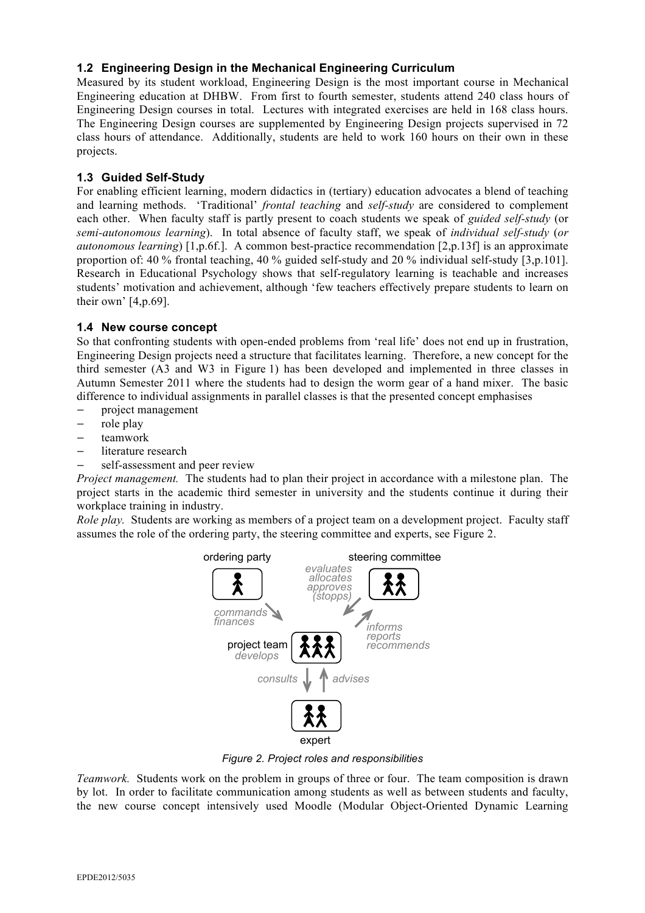### 1.2 Engineering Design in the Mechanical Engineering Curriculum

Measured by its student workload, Engineering Design is the most important course in Mechanical Engineering education at DHBW. From first to fourth semester, students attend 240 class hours of Engineering Design courses in total. Lectures with integrated exercises are held in 168 class hours. The Engineering Design courses are supplemented by Engineering Design projects supervised in 72 class hours of attendance. Additionally, students are held to work 160 hours on their own in these projects.

### 1.3 Guided Self-Study

For enabling efficient learning, modern didactics in (tertiary) education advocates a blend of teaching and learning methods. 'Traditional' *frontal teaching* and *self-study* are considered to complement each other. When faculty staff is partly present to coach students we speak of *guided self-study* (or *semi-autonomous learning*). In total absence of faculty staff, we speak of *individual self-study* (*or autonomous learning*) [1,p.6f.]. A common best-practice recommendation [2,p.13f] is an approximate proportion of: 40 % frontal teaching, 40 % guided self-study and 20 % individual self-study [3,p.101]. Research in Educational Psychology shows that self-regulatory learning is teachable and increases students' motivation and achievement, although 'few teachers effectively prepare students to learn on their own' [4,p.69].

### 1.4 New course concept

So that confronting students with open-ended problems from 'real life' does not end up in frustration, Engineering Design projects need a structure that facilitates learning. Therefore, a new concept for the third semester (A3 and W3 in Figure 1) has been developed and implemented in three classes in Autumn Semester 2011 where the students had to design the worm gear of a hand mixer. The basic difference to individual assignments in parallel classes is that the presented concept emphasises

- project management
- role play
- teamwork
- literature research
- self-assessment and peer review

*Project management.* The students had to plan their project in accordance with a milestone plan. The project starts in the academic third semester in university and the students continue it during their workplace training in industry.

*Role play.* Students are working as members of a project team on a development project. Faculty staff assumes the role of the ordering party, the steering committee and experts, see Figure 2.

ordering party — commands, finances → project team (develops)
steering committee — evaluates, allocates, approves, (stopps) → project team
project team — informs, reports, recommends → steering committee
project team — consults → expert
expert — advises → project team

*Figure 2. Project roles and responsibilities*

*Teamwork.* Students work on the problem in groups of three or four. The team composition is drawn by lot. In order to facilitate communication among students as well as between students and faculty, the new course concept intensively used Moodle (Modular Object-Oriented Dynamic Learning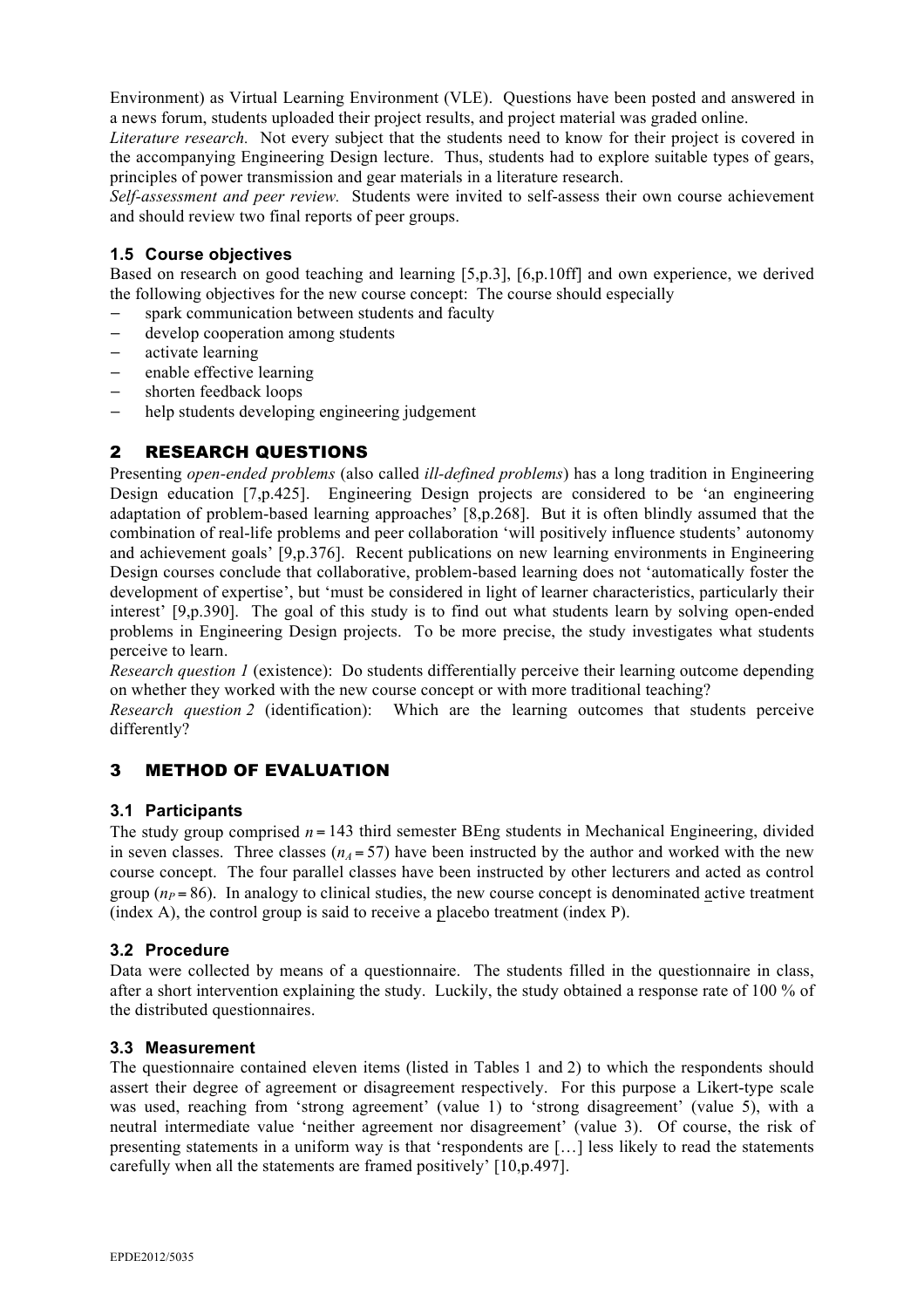Environment) as Virtual Learning Environment (VLE). Questions have been posted and answered in a news forum, students uploaded their project results, and project material was graded online.

*Literature research.* Not every subject that the students need to know for their project is covered in the accompanying Engineering Design lecture. Thus, students had to explore suitable types of gears, principles of power transmission and gear materials in a literature research.

*Self-assessment and peer review.* Students were invited to self-assess their own course achievement and should review two final reports of peer groups.

### 1.5 Course objectives

Based on research on good teaching and learning [5,p.3], [6,p.10ff] and own experience, we derived the following objectives for the new course concept: The course should especially

- spark communication between students and faculty
- develop cooperation among students
- activate learning
- enable effective learning
- shorten feedback loops
- help students developing engineering judgement

## 2 RESEARCH QUESTIONS

Presenting *open-ended problems* (also called *ill-defined problems*) has a long tradition in Engineering Design education [7,p.425]. Engineering Design projects are considered to be 'an engineering adaptation of problem-based learning approaches' [8,p.268]. But it is often blindly assumed that the combination of real-life problems and peer collaboration 'will positively influence students' autonomy and achievement goals' [9,p.376]. Recent publications on new learning environments in Engineering Design courses conclude that collaborative, problem-based learning does not 'automatically foster the development of expertise', but 'must be considered in light of learner characteristics, particularly their interest' [9,p.390]. The goal of this study is to find out what students learn by solving open-ended problems in Engineering Design projects. To be more precise, the study investigates what students perceive to learn.

*Research question 1* (existence): Do students differentially perceive their learning outcome depending on whether they worked with the new course concept or with more traditional teaching?

*Research question 2* (identification): Which are the learning outcomes that students perceive differently?

## 3 METHOD OF EVALUATION

### 3.1 Participants

The study group comprised $n = 143$ third semester BEng students in Mechanical Engineering, divided in seven classes. Three classes ($n_A = 57$) have been instructed by the author and worked with the new course concept. The four parallel classes have been instructed by other lecturers and acted as control group ($n_P = 86$). In analogy to clinical studies, the new course concept is denominated active treatment (index A), the control group is said to receive a placebo treatment (index P).

### 3.2 Procedure

Data were collected by means of a questionnaire. The students filled in the questionnaire in class, after a short intervention explaining the study. Luckily, the study obtained a response rate of 100 % of the distributed questionnaires.

### 3.3 Measurement

The questionnaire contained eleven items (listed in Tables 1 and 2) to which the respondents should assert their degree of agreement or disagreement respectively. For this purpose a Likert-type scale was used, reaching from 'strong agreement' (value 1) to 'strong disagreement' (value 5), with a neutral intermediate value 'neither agreement nor disagreement' (value 3). Of course, the risk of presenting statements in a uniform way is that 'respondents are […] less likely to read the statements carefully when all the statements are framed positively' [10,p.497].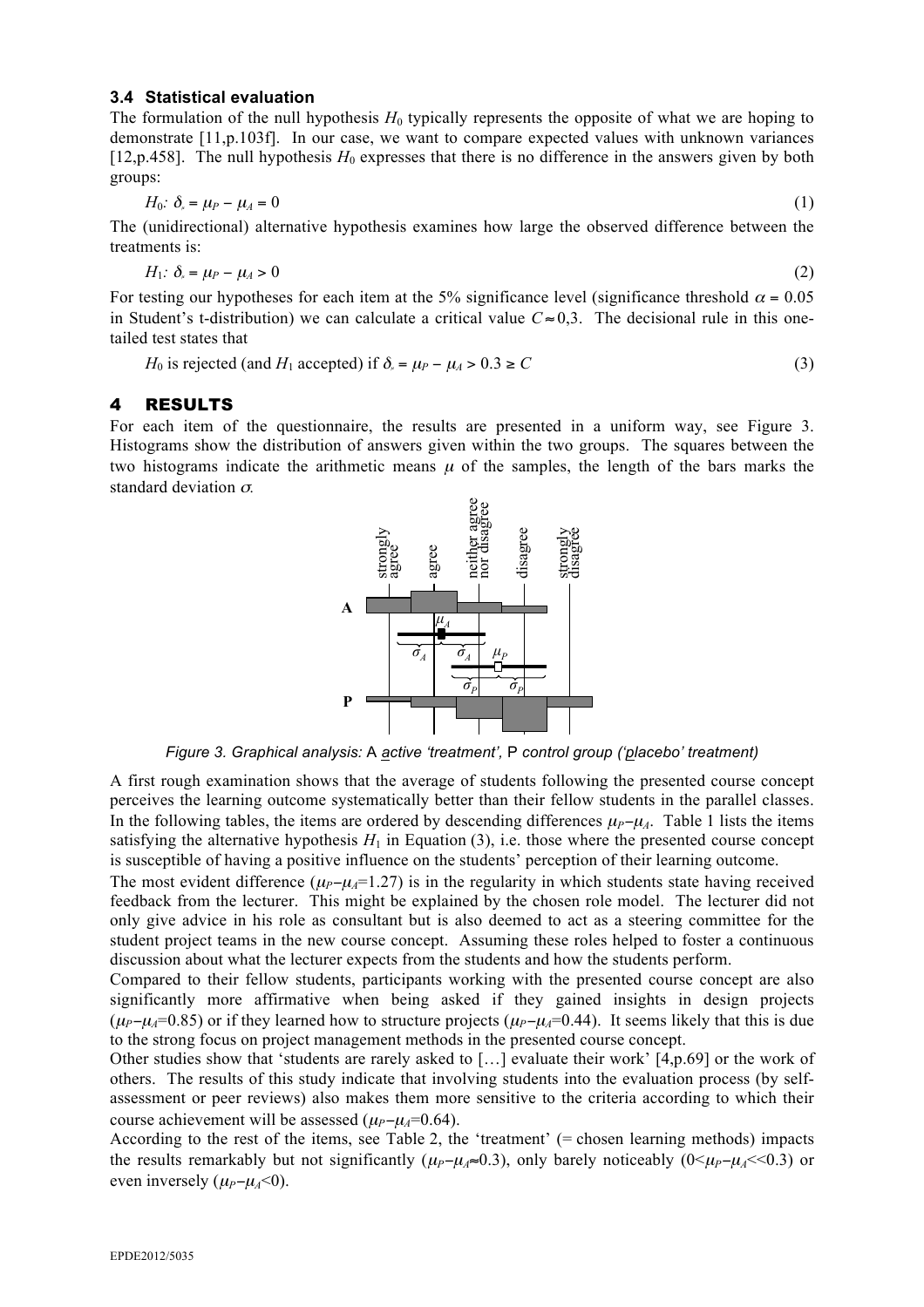### 3.4 Statistical evaluation

The formulation of the null hypothesis $H_0$ typically represents the opposite of what we are hoping to demonstrate [11,p.103f]. In our case, we want to compare expected values with unknown variances [12,p.458]. The null hypothesis $H_0$ expresses that there is no difference in the answers given by both groups:

$$H_0\colon \delta_* = \mu_P - \mu_A = 0 \tag{1}$$

The (unidirectional) alternative hypothesis examines how large the observed difference between the treatments is:

$$H_1\colon \delta_* = \mu_P - \mu_A > 0 \tag{2}$$

For testing our hypotheses for each item at the 5% significance level (significance threshold $\alpha = 0.05$ in Student's t-distribution) we can calculate a critical value $C \approx 0{,}3$. The decisional rule in this one-tailed test states that

$$H_0 \text{ is rejected (and } H_1 \text{ accepted) if } \delta_* = \mu_P - \mu_A > 0.3 \geq C \tag{3}$$

## 4 RESULTS

For each item of the questionnaire, the results are presented in a uniform way, see Figure 3. Histograms show the distribution of answers given within the two groups. The squares between the two histograms indicate the arithmetic means $\mu$ of the samples, the length of the bars marks the standard deviation $\sigma$.

*Figure 3. Graphical analysis:* A *active 'treatment',* P *control group ('placebo' treatment)*

A first rough examination shows that the average of students following the presented course concept perceives the learning outcome systematically better than their fellow students in the parallel classes. In the following tables, the items are ordered by descending differences $\mu_P - \mu_A$. Table 1 lists the items satisfying the alternative hypothesis $H_1$ in Equation (3), i.e. those where the presented course concept is susceptible of having a positive influence on the students' perception of their learning outcome.

The most evident difference ($\mu_P - \mu_A = 1.27$) is in the regularity in which students state having received feedback from the lecturer. This might be explained by the chosen role model. The lecturer did not only give advice in his role as consultant but is also deemed to act as a steering committee for the student project teams in the new course concept. Assuming these roles helped to foster a continuous discussion about what the lecturer expects from the students and how the students perform.

Compared to their fellow students, participants working with the presented course concept are also significantly more affirmative when being asked if they gained insights in design projects ($\mu_P - \mu_A = 0.85$) or if they learned how to structure projects ($\mu_P - \mu_A = 0.44$). It seems likely that this is due to the strong focus on project management methods in the presented course concept.

Other studies show that 'students are rarely asked to […] evaluate their work' [4,p.69] or the work of others. The results of this study indicate that involving students into the evaluation process (by self-assessment or peer reviews) also makes them more sensitive to the criteria according to which their course achievement will be assessed ($\mu_P - \mu_A = 0.64$).

According to the rest of the items, see Table 2, the 'treatment' (= chosen learning methods) impacts the results remarkably but not significantly ($\mu_P - \mu_A \approx 0.3$), only barely noticeably ($0 < \mu_P - \mu_A << 0.3$) or even inversely ($\mu_P - \mu_A < 0$).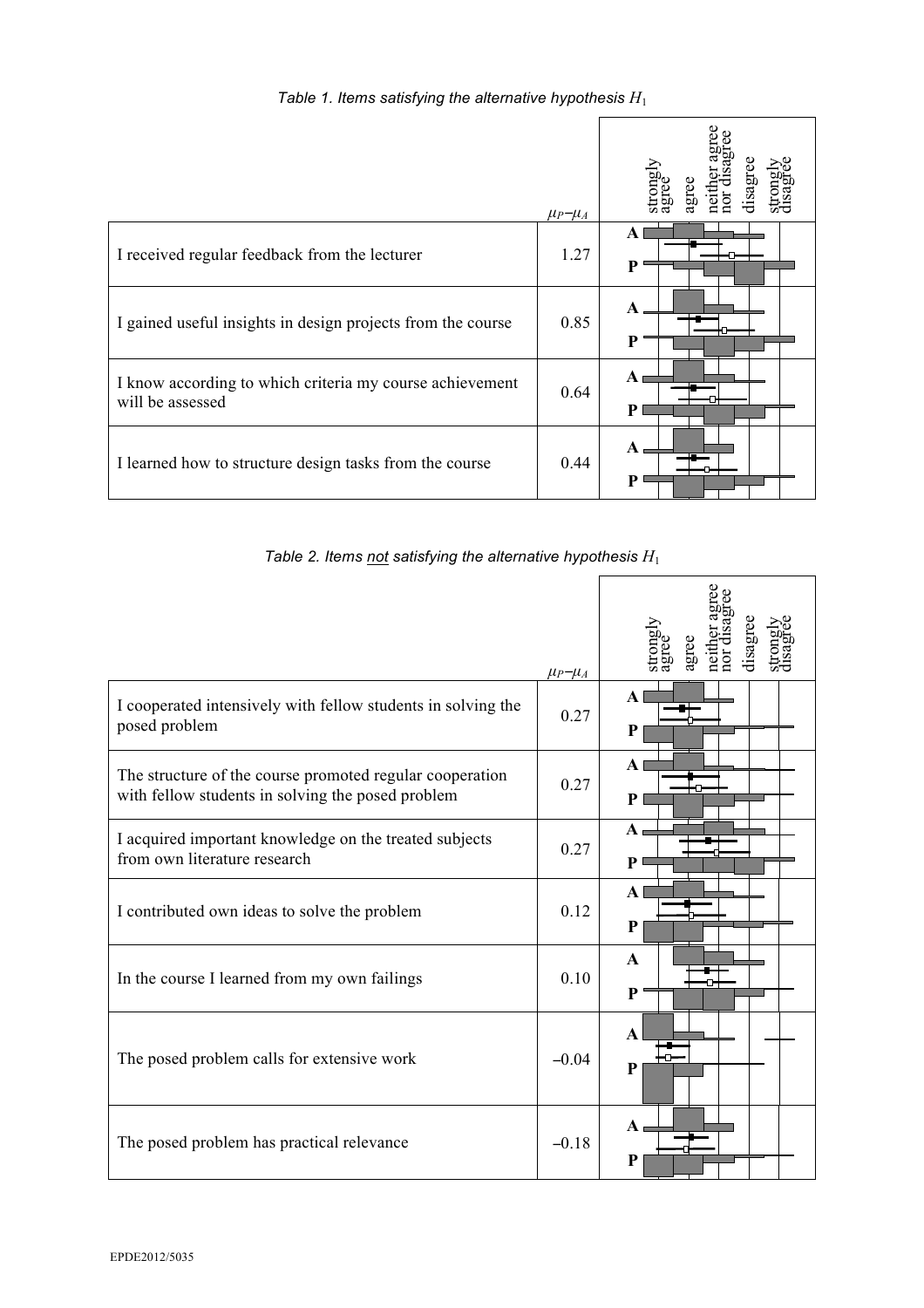*Table 1. Items satisfying the alternative hypothesis $H_1$*

| | $\mu_P - \mu_A$ | strongly agree / agree / neither agree nor disagree / disagree / strongly disagree |
|---|---|---|
| I received regular feedback from the lecturer | 1.27 | A / P |
| I gained useful insights in design projects from the course | 0.85 | A / P |
| I know according to which criteria my course achievement will be assessed | 0.64 | A / P |
| I learned how to structure design tasks from the course | 0.44 | A / P |

*Table 2. Items not satisfying the alternative hypothesis $H_1$*

| | $\mu_P - \mu_A$ | strongly agree / agree / neither agree nor disagree / disagree / strongly disagree |
|---|---|---|
| I cooperated intensively with fellow students in solving the posed problem | 0.27 | A / P |
| The structure of the course promoted regular cooperation with fellow students in solving the posed problem | 0.27 | A / P |
| I acquired important knowledge on the treated subjects from own literature research | 0.27 | A / P |
| I contributed own ideas to solve the problem | 0.12 | A / P |
| In the course I learned from my own failings | 0.10 | A / P |
| The posed problem calls for extensive work | −0.04 | A / P |
| The posed problem has practical relevance | −0.18 | A / P |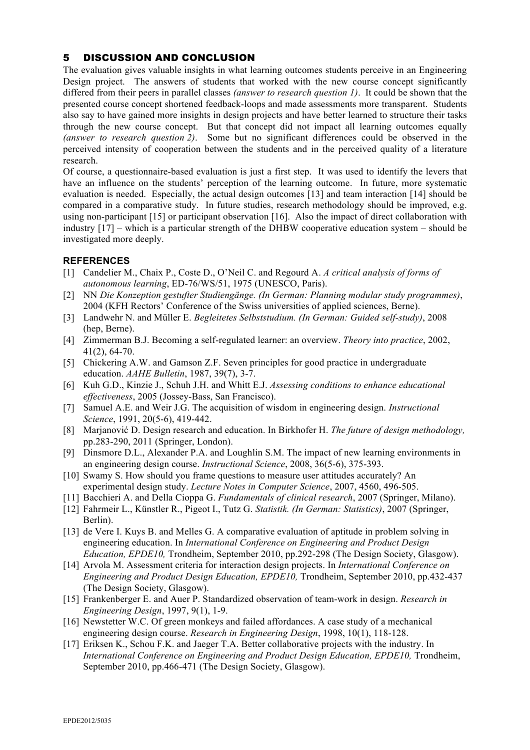## 5 DISCUSSION AND CONCLUSION

The evaluation gives valuable insights in what learning outcomes students perceive in an Engineering Design project. The answers of students that worked with the new course concept significantly differed from their peers in parallel classes *(answer to research question 1)*. It could be shown that the presented course concept shortened feedback-loops and made assessments more transparent. Students also say to have gained more insights in design projects and have better learned to structure their tasks through the new course concept. But that concept did not impact all learning outcomes equally *(answer to research question 2)*. Some but no significant differences could be observed in the perceived intensity of cooperation between the students and in the perceived quality of a literature research.

Of course, a questionnaire-based evaluation is just a first step. It was used to identify the levers that have an influence on the students' perception of the learning outcome. In future, more systematic evaluation is needed. Especially, the actual design outcomes [13] and team interaction [14] should be compared in a comparative study. In future studies, research methodology should be improved, e.g. using non-participant [15] or participant observation [16]. Also the impact of direct collaboration with industry [17] – which is a particular strength of the DHBW cooperative education system – should be investigated more deeply.

### REFERENCES

[1] Candelier M., Chaix P., Coste D., O'Neil C. and Regourd A. *A critical analysis of forms of autonomous learning*, ED-76/WS/51, 1975 (UNESCO, Paris).

[2] NN *Die Konzeption gestufter Studiengänge. (In German: Planning modular study programmes)*, 2004 (KFH Rectors' Conference of the Swiss universities of applied sciences, Berne).

[3] Landwehr N. and Müller E. *Begleitetes Selbststudium. (In German: Guided self-study)*, 2008 (hep, Berne).

[4] Zimmerman B.J. Becoming a self-regulated learner: an overview. *Theory into practice*, 2002, 41(2), 64-70.

[5] Chickering A.W. and Gamson Z.F. Seven principles for good practice in undergraduate education. *AAHE Bulletin*, 1987, 39(7), 3-7.

[6] Kuh G.D., Kinzie J., Schuh J.H. and Whitt E.J. *Assessing conditions to enhance educational effectiveness*, 2005 (Jossey-Bass, San Francisco).

[7] Samuel A.E. and Weir J.G. The acquisition of wisdom in engineering design. *Instructional Science*, 1991, 20(5-6), 419-442.

[8] Marjanović D. Design research and education. In Birkhofer H. *The future of design methodology,* pp.283-290, 2011 (Springer, London).

[9] Dinsmore D.L., Alexander P.A. and Loughlin S.M. The impact of new learning environments in an engineering design course. *Instructional Science*, 2008, 36(5-6), 375-393.

[10] Swamy S. How should you frame questions to measure user attitudes accurately? An experimental design study. *Lecture Notes in Computer Science*, 2007, 4560, 496-505.

[11] Bacchieri A. and Della Cioppa G. *Fundamentals of clinical research*, 2007 (Springer, Milano).

[12] Fahrmeir L., Künstler R., Pigeot I., Tutz G. *Statistik. (In German: Statistics)*, 2007 (Springer, Berlin).

[13] de Vere I. Kuys B. and Melles G. A comparative evaluation of aptitude in problem solving in engineering education. In *International Conference on Engineering and Product Design Education, EPDE10,* Trondheim, September 2010, pp.292-298 (The Design Society, Glasgow).

[14] Arvola M. Assessment criteria for interaction design projects. In *International Conference on Engineering and Product Design Education, EPDE10,* Trondheim, September 2010, pp.432-437 (The Design Society, Glasgow).

[15] Frankenberger E. and Auer P. Standardized observation of team-work in design. *Research in Engineering Design*, 1997, 9(1), 1-9.

[16] Newstetter W.C. Of green monkeys and failed affordances. A case study of a mechanical engineering design course. *Research in Engineering Design*, 1998, 10(1), 118-128.

[17] Eriksen K., Schou F.K. and Jaeger T.A. Better collaborative projects with the industry. In *International Conference on Engineering and Product Design Education, EPDE10,* Trondheim, September 2010, pp.466-471 (The Design Society, Glasgow).